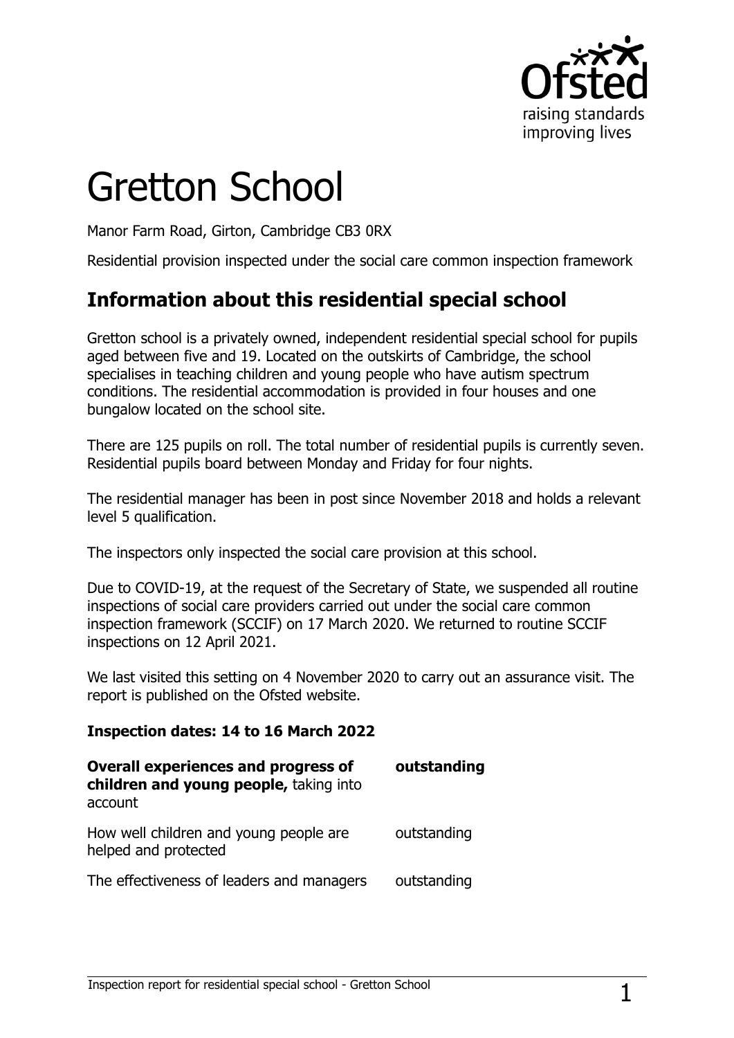# Gretton School

Manor Farm Road, Girton, Cambridge CB3 0RX

Residential provision inspected under the social care common inspection framework

## Information about this residential special school

Gretton school is a privately owned, independent residential special school for pupils aged between five and 19. Located on the outskirts of Cambridge, the school specialises in teaching children and young people who have autism spectrum conditions. The residential accommodation is provided in four houses and one bungalow located on the school site.

There are 125 pupils on roll. The total number of residential pupils is currently seven. Residential pupils board between Monday and Friday for four nights.

The residential manager has been in post since November 2018 and holds a relevant level 5 qualification.

The inspectors only inspected the social care provision at this school.

Due to COVID-19, at the request of the Secretary of State, we suspended all routine inspections of social care providers carried out under the social care common inspection framework (SCCIF) on 17 March 2020. We returned to routine SCCIF inspections on 12 April 2021.

We last visited this setting on 4 November 2020 to carry out an assurance visit. The report is published on the Ofsted website.

**Inspection dates: 14 to 16 March 2022**

| | |
|---|---|
| **Overall experiences and progress of children and young people,** taking into account | **outstanding** |
| How well children and young people are helped and protected | outstanding |
| The effectiveness of leaders and managers | outstanding |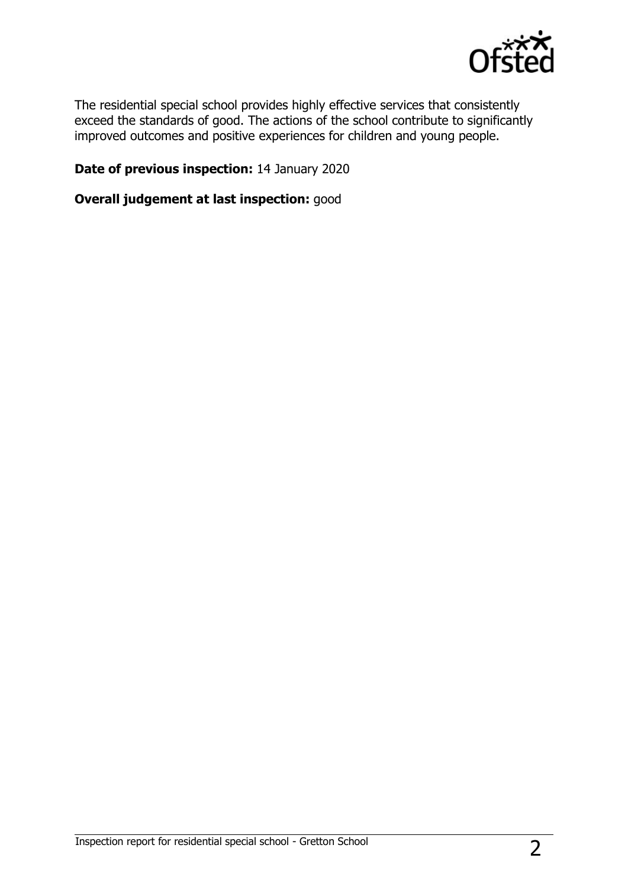The residential special school provides highly effective services that consistently exceed the standards of good. The actions of the school contribute to significantly improved outcomes and positive experiences for children and young people.

**Date of previous inspection:** 14 January 2020

**Overall judgement at last inspection:** good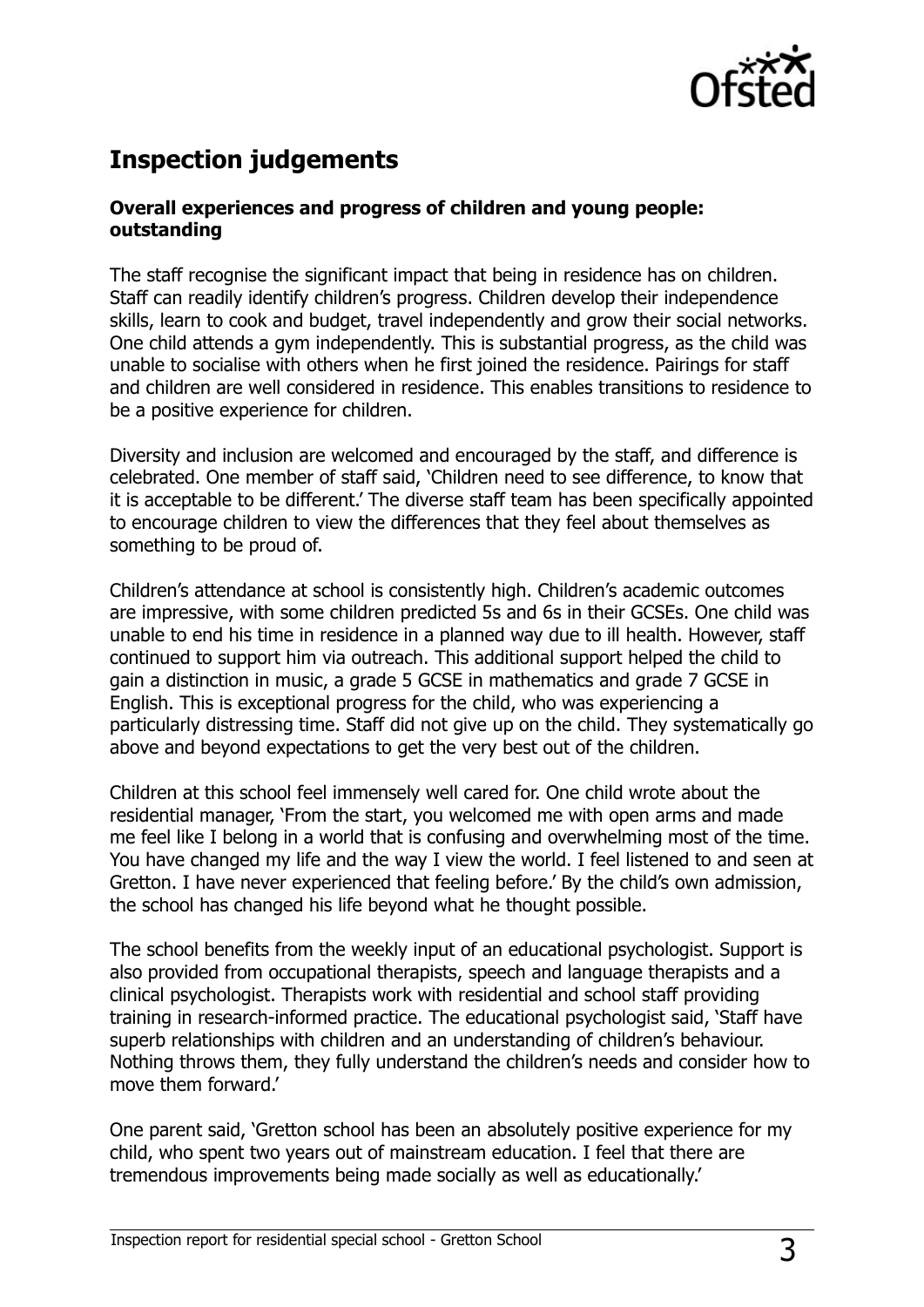## Inspection judgements

### Overall experiences and progress of children and young people: outstanding

The staff recognise the significant impact that being in residence has on children. Staff can readily identify children's progress. Children develop their independence skills, learn to cook and budget, travel independently and grow their social networks. One child attends a gym independently. This is substantial progress, as the child was unable to socialise with others when he first joined the residence. Pairings for staff and children are well considered in residence. This enables transitions to residence to be a positive experience for children.

Diversity and inclusion are welcomed and encouraged by the staff, and difference is celebrated. One member of staff said, 'Children need to see difference, to know that it is acceptable to be different.' The diverse staff team has been specifically appointed to encourage children to view the differences that they feel about themselves as something to be proud of.

Children's attendance at school is consistently high. Children's academic outcomes are impressive, with some children predicted 5s and 6s in their GCSEs. One child was unable to end his time in residence in a planned way due to ill health. However, staff continued to support him via outreach. This additional support helped the child to gain a distinction in music, a grade 5 GCSE in mathematics and grade 7 GCSE in English. This is exceptional progress for the child, who was experiencing a particularly distressing time. Staff did not give up on the child. They systematically go above and beyond expectations to get the very best out of the children.

Children at this school feel immensely well cared for. One child wrote about the residential manager, 'From the start, you welcomed me with open arms and made me feel like I belong in a world that is confusing and overwhelming most of the time. You have changed my life and the way I view the world. I feel listened to and seen at Gretton. I have never experienced that feeling before.' By the child's own admission, the school has changed his life beyond what he thought possible.

The school benefits from the weekly input of an educational psychologist. Support is also provided from occupational therapists, speech and language therapists and a clinical psychologist. Therapists work with residential and school staff providing training in research-informed practice. The educational psychologist said, 'Staff have superb relationships with children and an understanding of children's behaviour. Nothing throws them, they fully understand the children's needs and consider how to move them forward.'

One parent said, 'Gretton school has been an absolutely positive experience for my child, who spent two years out of mainstream education. I feel that there are tremendous improvements being made socially as well as educationally.'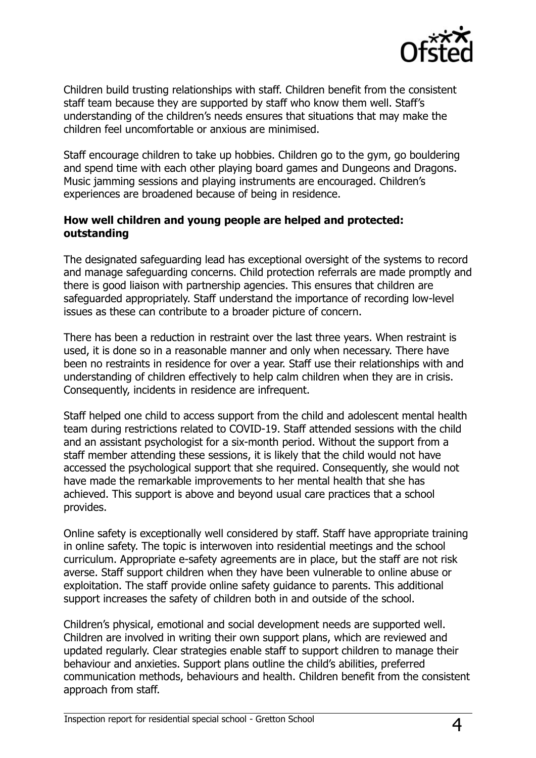Children build trusting relationships with staff. Children benefit from the consistent staff team because they are supported by staff who know them well. Staff's understanding of the children's needs ensures that situations that may make the children feel uncomfortable or anxious are minimised.

Staff encourage children to take up hobbies. Children go to the gym, go bouldering and spend time with each other playing board games and Dungeons and Dragons. Music jamming sessions and playing instruments are encouraged. Children's experiences are broadened because of being in residence.

**How well children and young people are helped and protected: outstanding**

The designated safeguarding lead has exceptional oversight of the systems to record and manage safeguarding concerns. Child protection referrals are made promptly and there is good liaison with partnership agencies. This ensures that children are safeguarded appropriately. Staff understand the importance of recording low-level issues as these can contribute to a broader picture of concern.

There has been a reduction in restraint over the last three years. When restraint is used, it is done so in a reasonable manner and only when necessary. There have been no restraints in residence for over a year. Staff use their relationships with and understanding of children effectively to help calm children when they are in crisis. Consequently, incidents in residence are infrequent.

Staff helped one child to access support from the child and adolescent mental health team during restrictions related to COVID-19. Staff attended sessions with the child and an assistant psychologist for a six-month period. Without the support from a staff member attending these sessions, it is likely that the child would not have accessed the psychological support that she required. Consequently, she would not have made the remarkable improvements to her mental health that she has achieved. This support is above and beyond usual care practices that a school provides.

Online safety is exceptionally well considered by staff. Staff have appropriate training in online safety. The topic is interwoven into residential meetings and the school curriculum. Appropriate e-safety agreements are in place, but the staff are not risk averse. Staff support children when they have been vulnerable to online abuse or exploitation. The staff provide online safety guidance to parents. This additional support increases the safety of children both in and outside of the school.

Children's physical, emotional and social development needs are supported well. Children are involved in writing their own support plans, which are reviewed and updated regularly. Clear strategies enable staff to support children to manage their behaviour and anxieties. Support plans outline the child's abilities, preferred communication methods, behaviours and health. Children benefit from the consistent approach from staff.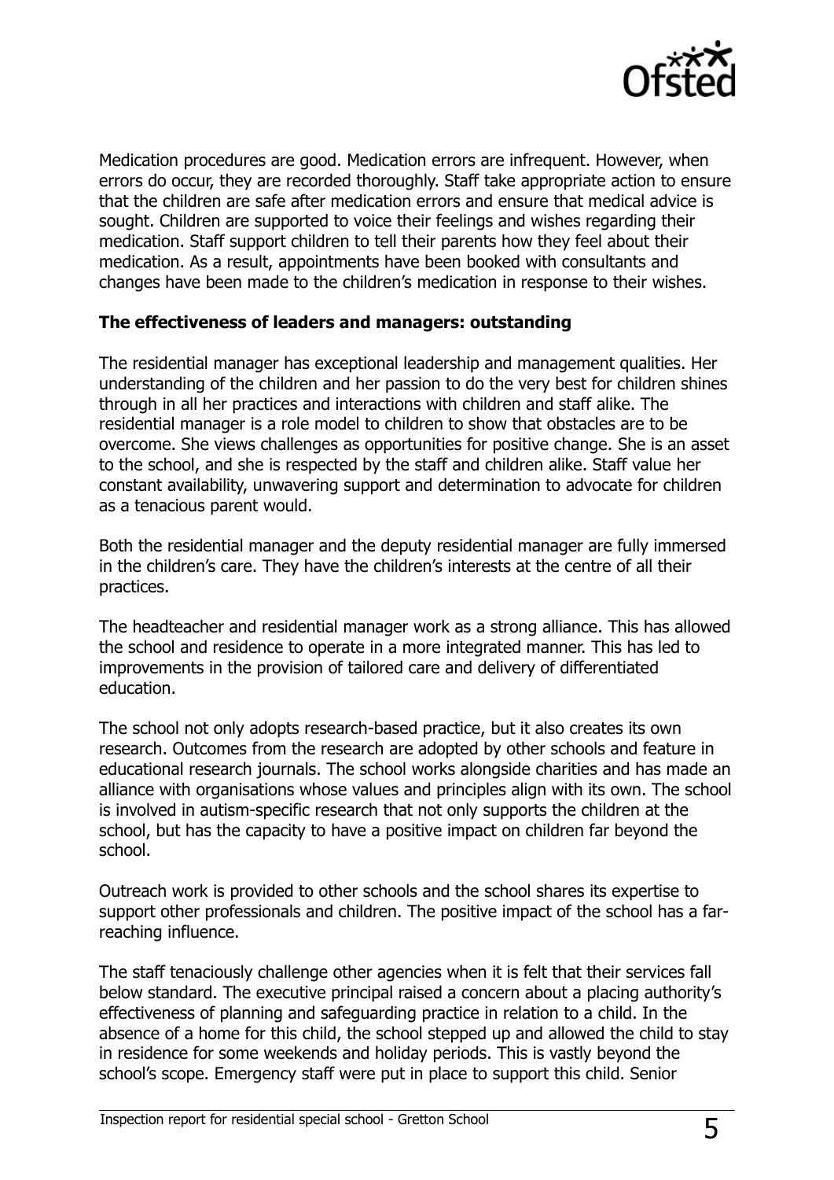Medication procedures are good. Medication errors are infrequent. However, when errors do occur, they are recorded thoroughly. Staff take appropriate action to ensure that the children are safe after medication errors and ensure that medical advice is sought. Children are supported to voice their feelings and wishes regarding their medication. Staff support children to tell their parents how they feel about their medication. As a result, appointments have been booked with consultants and changes have been made to the children's medication in response to their wishes.

**The effectiveness of leaders and managers: outstanding**

The residential manager has exceptional leadership and management qualities. Her understanding of the children and her passion to do the very best for children shines through in all her practices and interactions with children and staff alike. The residential manager is a role model to children to show that obstacles are to be overcome. She views challenges as opportunities for positive change. She is an asset to the school, and she is respected by the staff and children alike. Staff value her constant availability, unwavering support and determination to advocate for children as a tenacious parent would.

Both the residential manager and the deputy residential manager are fully immersed in the children's care. They have the children's interests at the centre of all their practices.

The headteacher and residential manager work as a strong alliance. This has allowed the school and residence to operate in a more integrated manner. This has led to improvements in the provision of tailored care and delivery of differentiated education.

The school not only adopts research-based practice, but it also creates its own research. Outcomes from the research are adopted by other schools and feature in educational research journals. The school works alongside charities and has made an alliance with organisations whose values and principles align with its own. The school is involved in autism-specific research that not only supports the children at the school, but has the capacity to have a positive impact on children far beyond the school.

Outreach work is provided to other schools and the school shares its expertise to support other professionals and children. The positive impact of the school has a far-reaching influence.

The staff tenaciously challenge other agencies when it is felt that their services fall below standard. The executive principal raised a concern about a placing authority's effectiveness of planning and safeguarding practice in relation to a child. In the absence of a home for this child, the school stepped up and allowed the child to stay in residence for some weekends and holiday periods. This is vastly beyond the school's scope. Emergency staff were put in place to support this child. Senior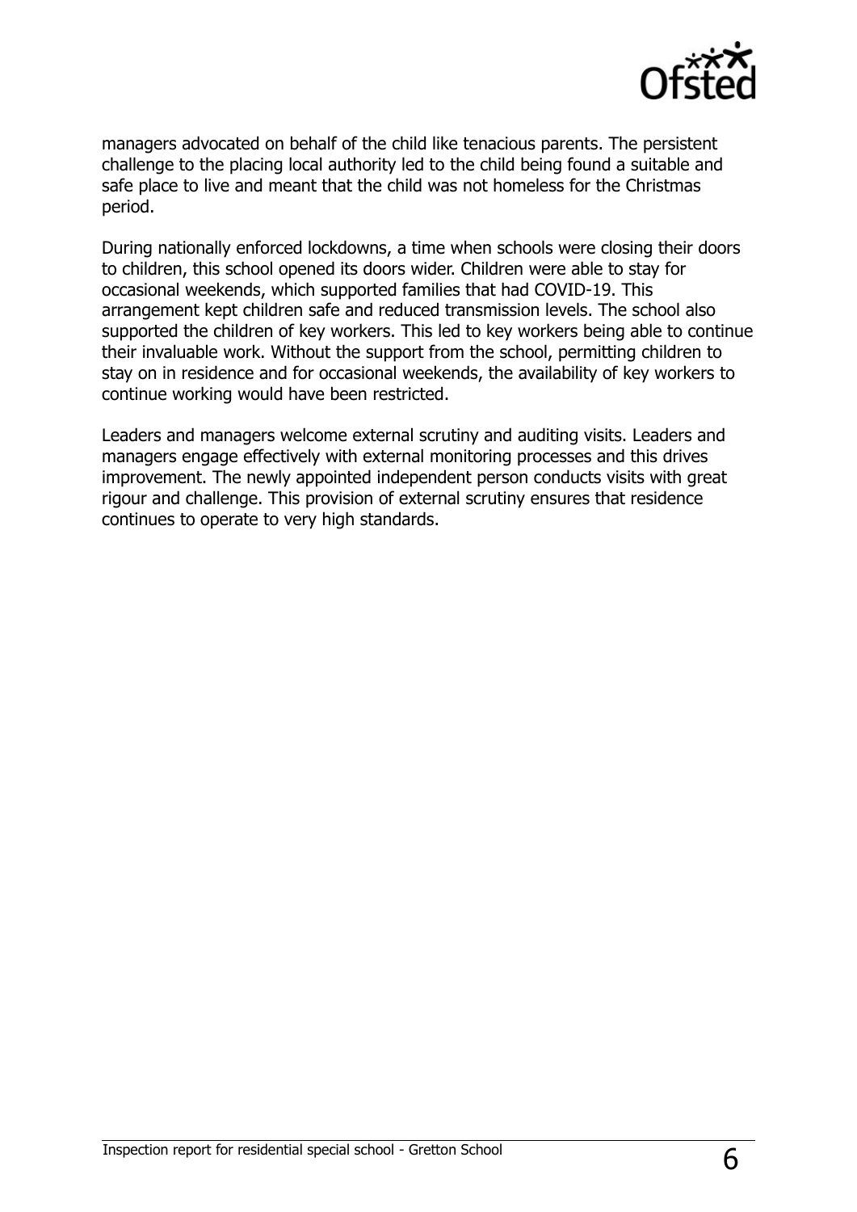managers advocated on behalf of the child like tenacious parents. The persistent challenge to the placing local authority led to the child being found a suitable and safe place to live and meant that the child was not homeless for the Christmas period.

During nationally enforced lockdowns, a time when schools were closing their doors to children, this school opened its doors wider. Children were able to stay for occasional weekends, which supported families that had COVID-19. This arrangement kept children safe and reduced transmission levels. The school also supported the children of key workers. This led to key workers being able to continue their invaluable work. Without the support from the school, permitting children to stay on in residence and for occasional weekends, the availability of key workers to continue working would have been restricted.

Leaders and managers welcome external scrutiny and auditing visits. Leaders and managers engage effectively with external monitoring processes and this drives improvement. The newly appointed independent person conducts visits with great rigour and challenge. This provision of external scrutiny ensures that residence continues to operate to very high standards.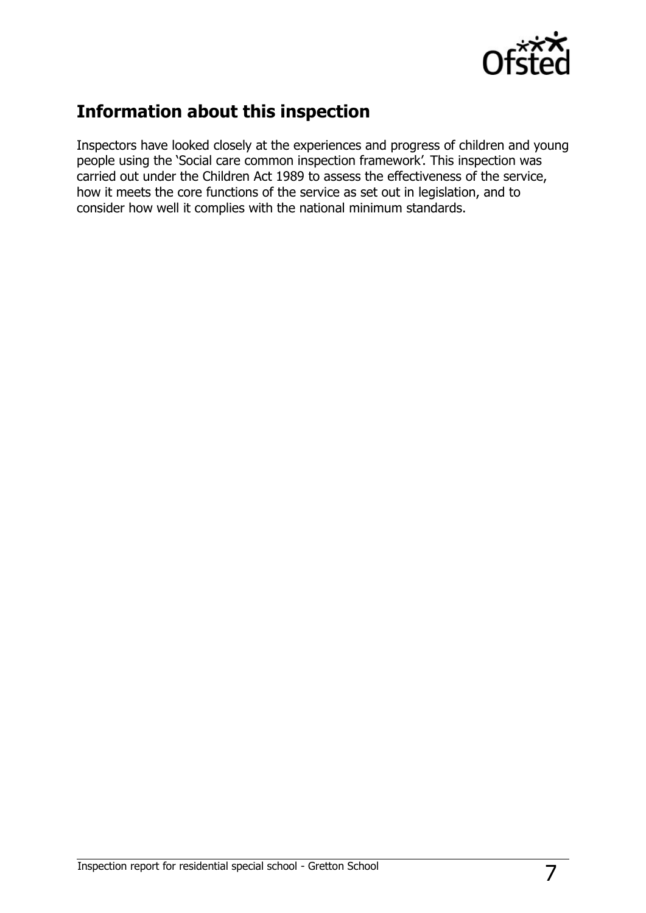## Information about this inspection

Inspectors have looked closely at the experiences and progress of children and young people using the 'Social care common inspection framework'. This inspection was carried out under the Children Act 1989 to assess the effectiveness of the service, how it meets the core functions of the service as set out in legislation, and to consider how well it complies with the national minimum standards.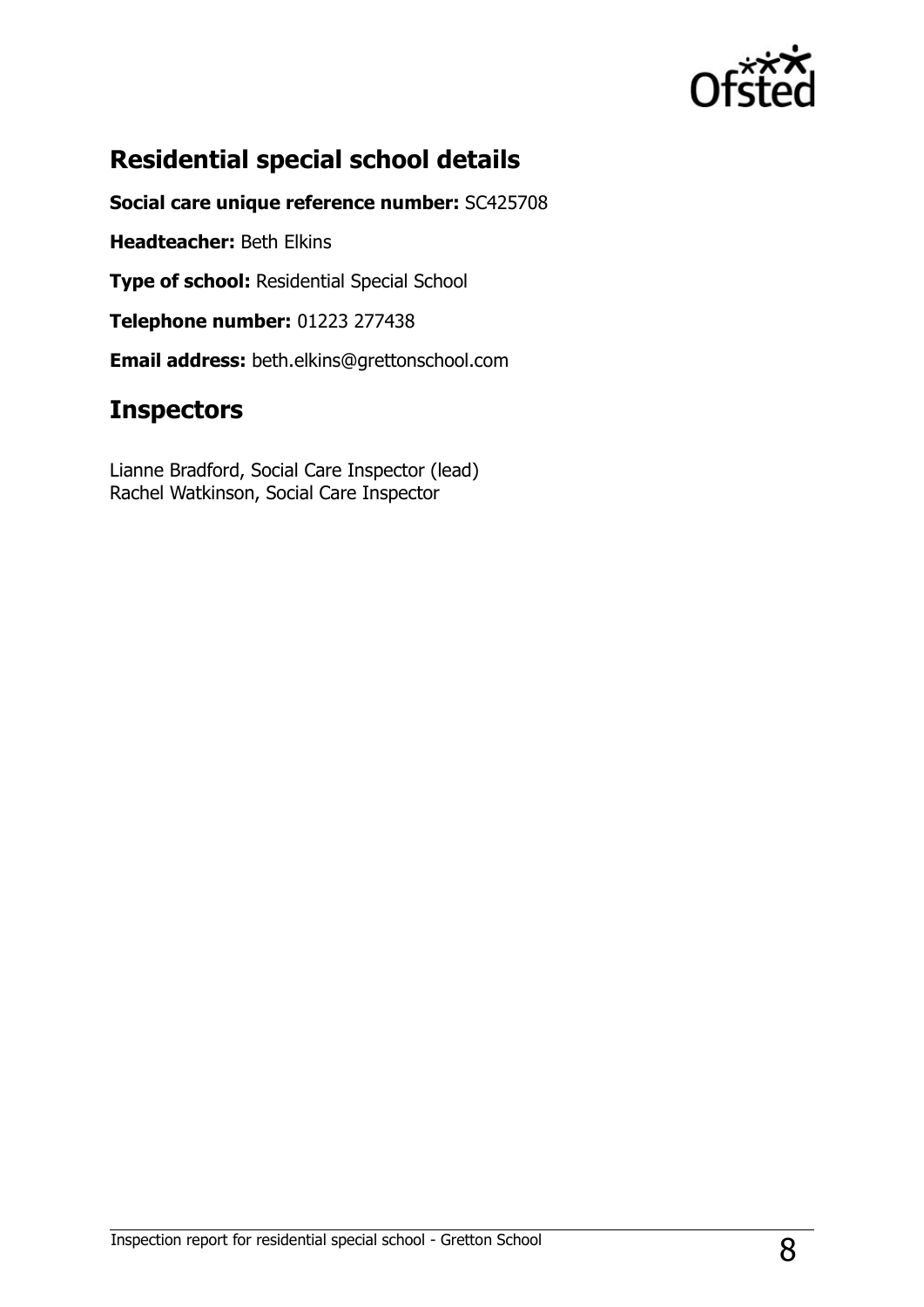## Residential special school details

**Social care unique reference number:** SC425708

**Headteacher:** Beth Elkins

**Type of school:** Residential Special School

**Telephone number:** 01223 277438

**Email address:** beth.elkins@grettonschool.com

## Inspectors

Lianne Bradford, Social Care Inspector (lead)
Rachel Watkinson, Social Care Inspector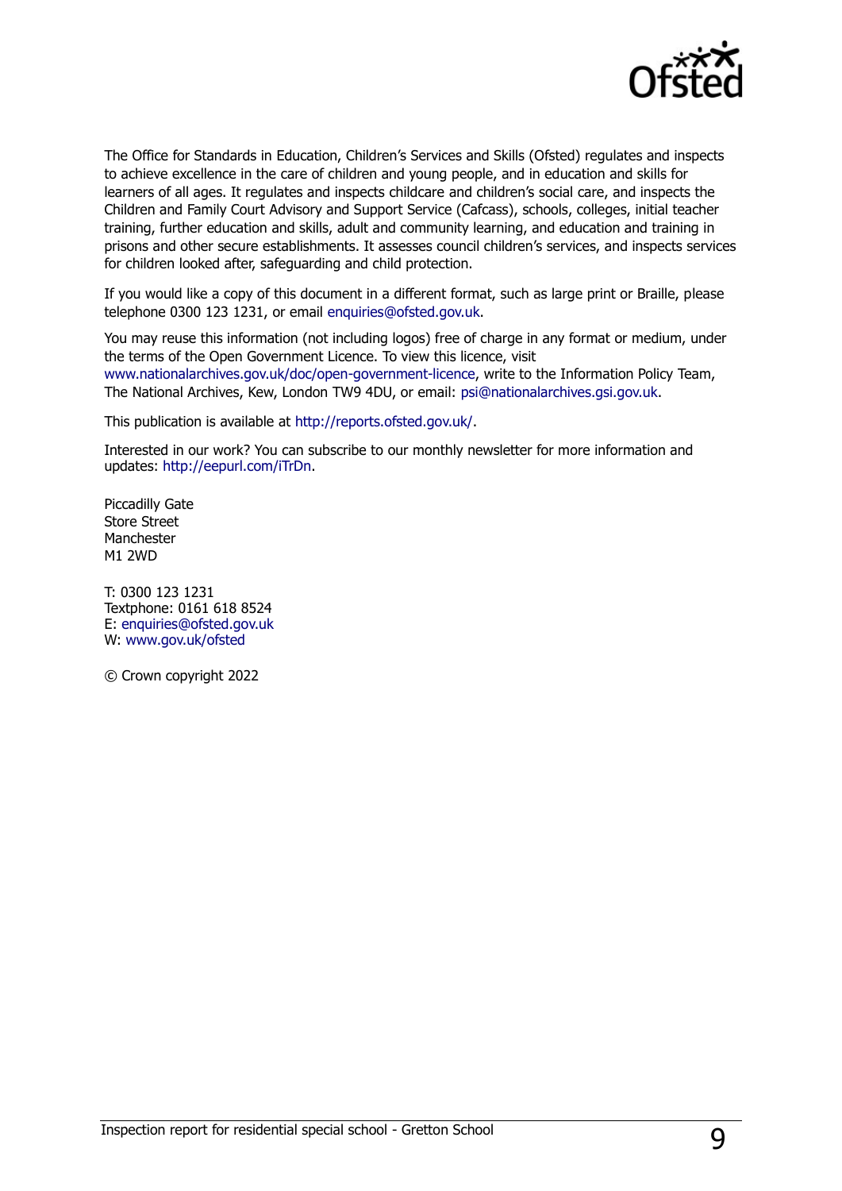The Office for Standards in Education, Children's Services and Skills (Ofsted) regulates and inspects to achieve excellence in the care of children and young people, and in education and skills for learners of all ages. It regulates and inspects childcare and children's social care, and inspects the Children and Family Court Advisory and Support Service (Cafcass), schools, colleges, initial teacher training, further education and skills, adult and community learning, and education and training in prisons and other secure establishments. It assesses council children's services, and inspects services for children looked after, safeguarding and child protection.

If you would like a copy of this document in a different format, such as large print or Braille, please telephone 0300 123 1231, or email enquiries@ofsted.gov.uk.

You may reuse this information (not including logos) free of charge in any format or medium, under the terms of the Open Government Licence. To view this licence, visit www.nationalarchives.gov.uk/doc/open-government-licence, write to the Information Policy Team, The National Archives, Kew, London TW9 4DU, or email: psi@nationalarchives.gsi.gov.uk.

This publication is available at http://reports.ofsted.gov.uk/.

Interested in our work? You can subscribe to our monthly newsletter for more information and updates: http://eepurl.com/iTrDn.

Piccadilly Gate
Store Street
Manchester
M1 2WD

T: 0300 123 1231
Textphone: 0161 618 8524
E: enquiries@ofsted.gov.uk
W: www.gov.uk/ofsted

© Crown copyright 2022